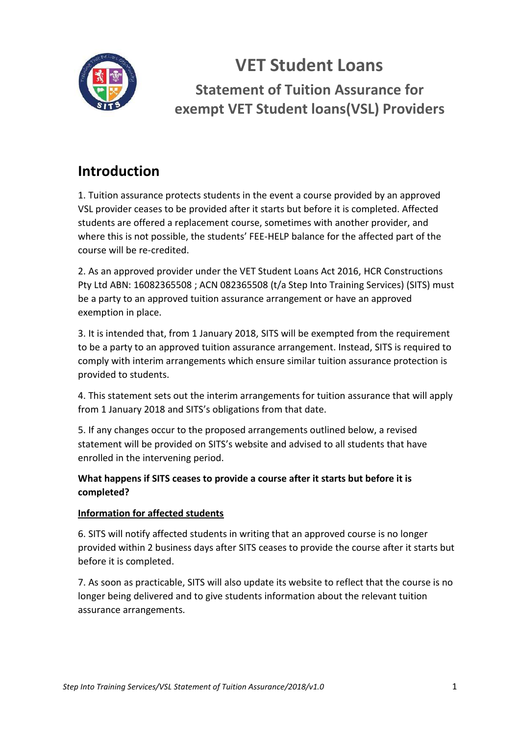# VET Student Loans

## Statement of Tuition Assurance for exempt VET Student loans(VSL) Providers

## Introduction

1. Tuition assurance protects students in the event a course provided by an approved VSL provider ceases to be provided after it starts but before it is completed. Affected students are offered a replacement course, sometimes with another provider, and where this is not possible, the students' FEE-HELP balance for the affected part of the course will be re-credited.

2. As an approved provider under the VET Student Loans Act 2016, HCR Constructions Pty Ltd ABN: 16082365508 ; ACN 082365508 (t/a Step Into Training Services) (SITS) must be a party to an approved tuition assurance arrangement or have an approved exemption in place.

3. It is intended that, from 1 January 2018, SITS will be exempted from the requirement to be a party to an approved tuition assurance arrangement. Instead, SITS is required to comply with interim arrangements which ensure similar tuition assurance protection is provided to students.

4. This statement sets out the interim arrangements for tuition assurance that will apply from 1 January 2018 and SITS's obligations from that date.

5. If any changes occur to the proposed arrangements outlined below, a revised statement will be provided on SITS's website and advised to all students that have enrolled in the intervening period.

**What happens if SITS ceases to provide a course after it starts but before it is completed?**

**Information for affected students**

6. SITS will notify affected students in writing that an approved course is no longer provided within 2 business days after SITS ceases to provide the course after it starts but before it is completed.

7. As soon as practicable, SITS will also update its website to reflect that the course is no longer being delivered and to give students information about the relevant tuition assurance arrangements.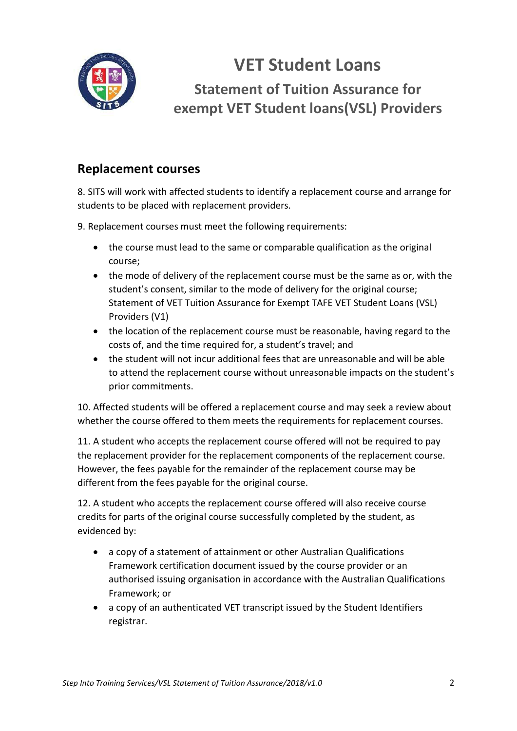# VET Student Loans

## Statement of Tuition Assurance for exempt VET Student loans(VSL) Providers

## Replacement courses

8. SITS will work with affected students to identify a replacement course and arrange for students to be placed with replacement providers.

9. Replacement courses must meet the following requirements:

- the course must lead to the same or comparable qualification as the original course;
- the mode of delivery of the replacement course must be the same as or, with the student's consent, similar to the mode of delivery for the original course; Statement of VET Tuition Assurance for Exempt TAFE VET Student Loans (VSL) Providers (V1)
- the location of the replacement course must be reasonable, having regard to the costs of, and the time required for, a student's travel; and
- the student will not incur additional fees that are unreasonable and will be able to attend the replacement course without unreasonable impacts on the student's prior commitments.

10. Affected students will be offered a replacement course and may seek a review about whether the course offered to them meets the requirements for replacement courses.

11. A student who accepts the replacement course offered will not be required to pay the replacement provider for the replacement components of the replacement course. However, the fees payable for the remainder of the replacement course may be different from the fees payable for the original course.

12. A student who accepts the replacement course offered will also receive course credits for parts of the original course successfully completed by the student, as evidenced by:

- a copy of a statement of attainment or other Australian Qualifications Framework certification document issued by the course provider or an authorised issuing organisation in accordance with the Australian Qualifications Framework; or
- a copy of an authenticated VET transcript issued by the Student Identifiers registrar.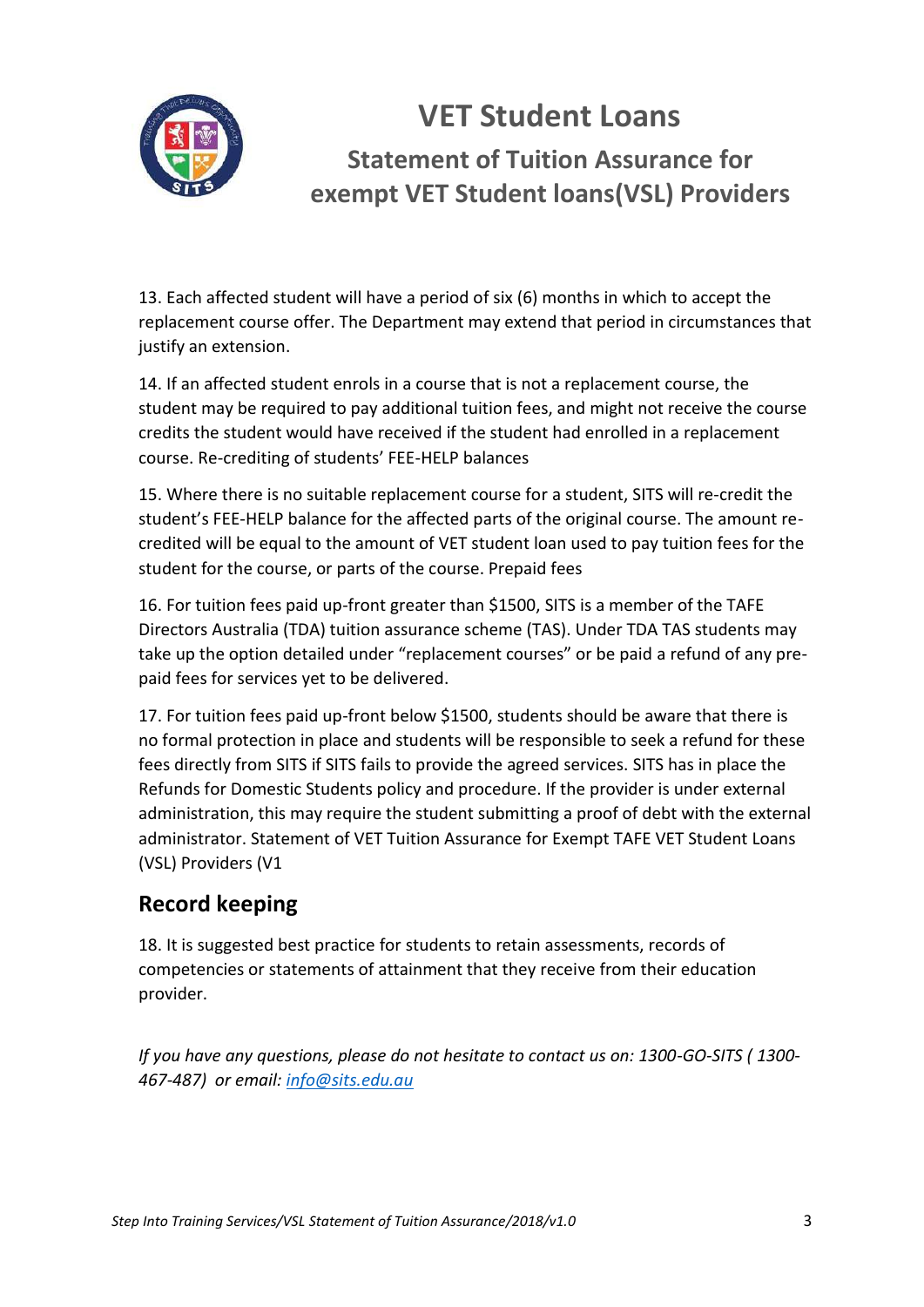# VET Student Loans

## Statement of Tuition Assurance for exempt VET Student loans(VSL) Providers

13. Each affected student will have a period of six (6) months in which to accept the replacement course offer. The Department may extend that period in circumstances that justify an extension.

14. If an affected student enrols in a course that is not a replacement course, the student may be required to pay additional tuition fees, and might not receive the course credits the student would have received if the student had enrolled in a replacement course. Re-crediting of students' FEE-HELP balances

15. Where there is no suitable replacement course for a student, SITS will re-credit the student's FEE-HELP balance for the affected parts of the original course. The amount re-credited will be equal to the amount of VET student loan used to pay tuition fees for the student for the course, or parts of the course. Prepaid fees

16. For tuition fees paid up-front greater than $1500, SITS is a member of the TAFE Directors Australia (TDA) tuition assurance scheme (TAS). Under TDA TAS students may take up the option detailed under "replacement courses" or be paid a refund of any pre-paid fees for services yet to be delivered.

17. For tuition fees paid up-front below $1500, students should be aware that there is no formal protection in place and students will be responsible to seek a refund for these fees directly from SITS if SITS fails to provide the agreed services. SITS has in place the Refunds for Domestic Students policy and procedure. If the provider is under external administration, this may require the student submitting a proof of debt with the external administrator. Statement of VET Tuition Assurance for Exempt TAFE VET Student Loans (VSL) Providers (V1

## Record keeping

18. It is suggested best practice for students to retain assessments, records of competencies or statements of attainment that they receive from their education provider.

*If you have any questions, please do not hesitate to contact us on: 1300-GO-SITS ( 1300-467-487) or email: info@sits.edu.au*